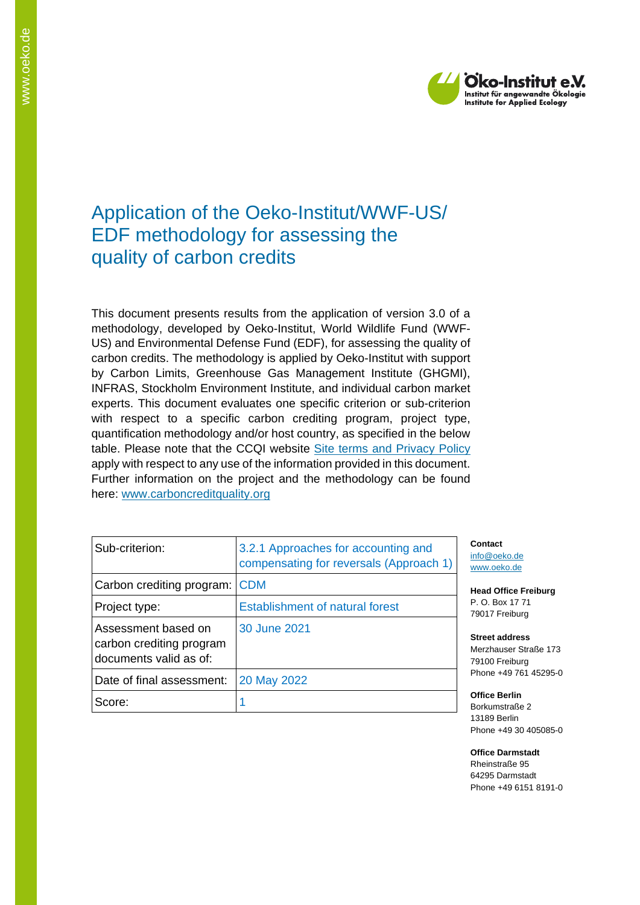# Application of the Oeko-Institut/WWF-US/ EDF methodology for assessing the quality of carbon credits

This document presents results from the application of version 3.0 of a methodology, developed by Oeko-Institut, World Wildlife Fund (WWF-US) and Environmental Defense Fund (EDF), for assessing the quality of carbon credits. The methodology is applied by Oeko-Institut with support by Carbon Limits, Greenhouse Gas Management Institute (GHGMI), INFRAS, Stockholm Environment Institute, and individual carbon market experts. This document evaluates one specific criterion or sub-criterion with respect to a specific carbon crediting program, project type, quantification methodology and/or host country, as specified in the below table. Please note that the CCQI website [Site terms and Privacy Policy](#) apply with respect to any use of the information provided in this document. Further information on the project and the methodology can be found here: [www.carboncreditquality.org](http://www.carboncreditquality.org)

| Sub-criterion: | 3.2.1 Approaches for accounting and compensating for reversals (Approach 1) |
|---|---|
| Carbon crediting program: | CDM |
| Project type: | Establishment of natural forest |
| Assessment based on carbon crediting program documents valid as of: | 30 June 2021 |
| Date of final assessment: | 20 May 2022 |
| Score: | 1 |

**Contact**
info@oeko.de
www.oeko.de

**Head Office Freiburg**
P. O. Box 17 71
79017 Freiburg

**Street address**
Merzhauser Straße 173
79100 Freiburg
Phone +49 761 45295-0

**Office Berlin**
Borkumstraße 2
13189 Berlin
Phone +49 30 405085-0

**Office Darmstadt**
Rheinstraße 95
64295 Darmstadt
Phone +49 6151 8191-0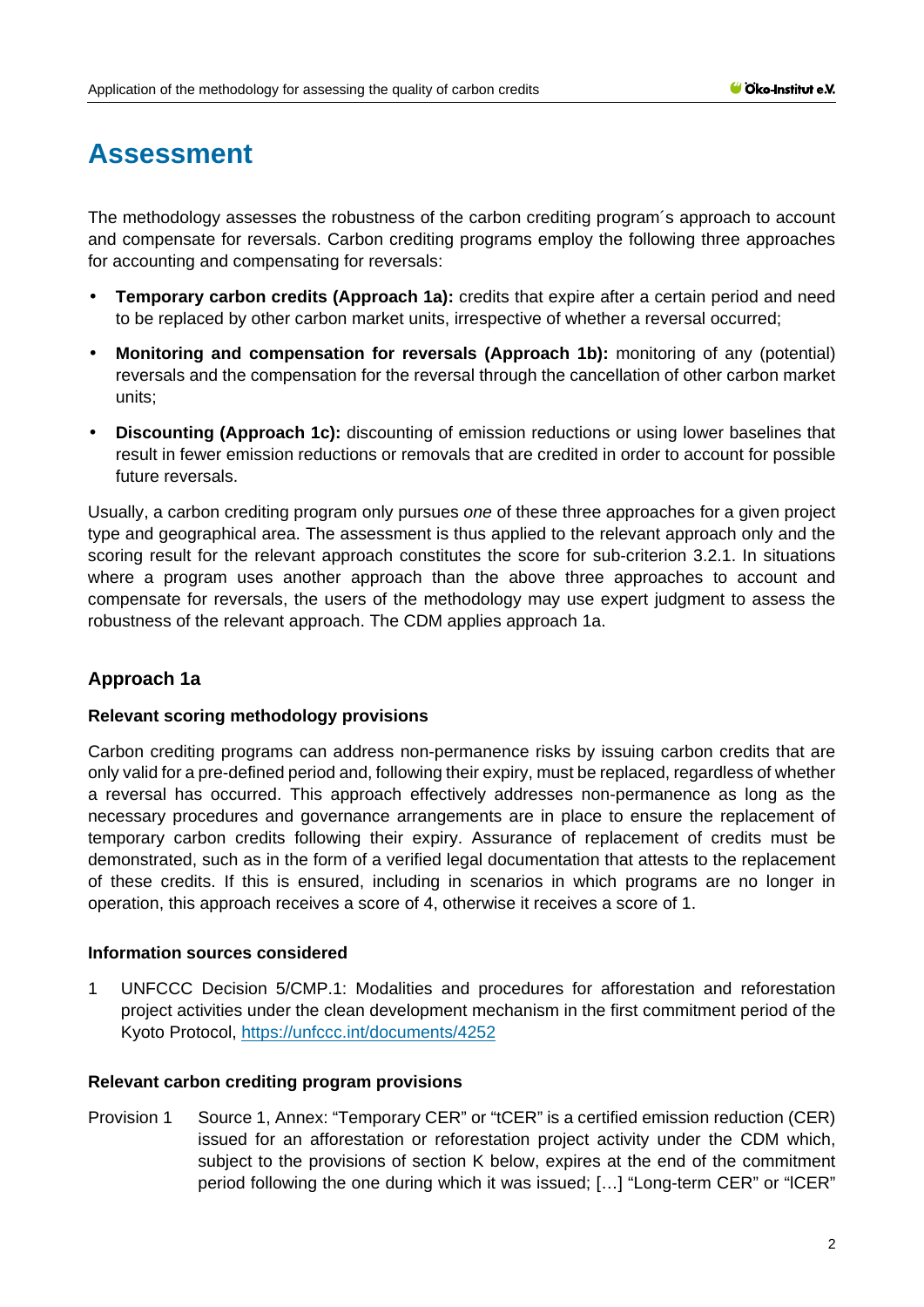# Assessment

The methodology assesses the robustness of the carbon crediting program´s approach to account and compensate for reversals. Carbon crediting programs employ the following three approaches for accounting and compensating for reversals:

- **Temporary carbon credits (Approach 1a):** credits that expire after a certain period and need to be replaced by other carbon market units, irrespective of whether a reversal occurred;
- **Monitoring and compensation for reversals (Approach 1b):** monitoring of any (potential) reversals and the compensation for the reversal through the cancellation of other carbon market units;
- **Discounting (Approach 1c):** discounting of emission reductions or using lower baselines that result in fewer emission reductions or removals that are credited in order to account for possible future reversals.

Usually, a carbon crediting program only pursues *one* of these three approaches for a given project type and geographical area. The assessment is thus applied to the relevant approach only and the scoring result for the relevant approach constitutes the score for sub-criterion 3.2.1. In situations where a program uses another approach than the above three approaches to account and compensate for reversals, the users of the methodology may use expert judgment to assess the robustness of the relevant approach. The CDM applies approach 1a.

## Approach 1a

### Relevant scoring methodology provisions

Carbon crediting programs can address non-permanence risks by issuing carbon credits that are only valid for a pre-defined period and, following their expiry, must be replaced, regardless of whether a reversal has occurred. This approach effectively addresses non-permanence as long as the necessary procedures and governance arrangements are in place to ensure the replacement of temporary carbon credits following their expiry. Assurance of replacement of credits must be demonstrated, such as in the form of a verified legal documentation that attests to the replacement of these credits. If this is ensured, including in scenarios in which programs are no longer in operation, this approach receives a score of 4, otherwise it receives a score of 1.

### Information sources considered

1. UNFCCC Decision 5/CMP.1: Modalities and procedures for afforestation and reforestation project activities under the clean development mechanism in the first commitment period of the Kyoto Protocol, https://unfccc.int/documents/4252

### Relevant carbon crediting program provisions

Provision 1 Source 1, Annex: "Temporary CER" or "tCER" is a certified emission reduction (CER) issued for an afforestation or reforestation project activity under the CDM which, subject to the provisions of section K below, expires at the end of the commitment period following the one during which it was issued; […] "Long-term CER" or "lCER"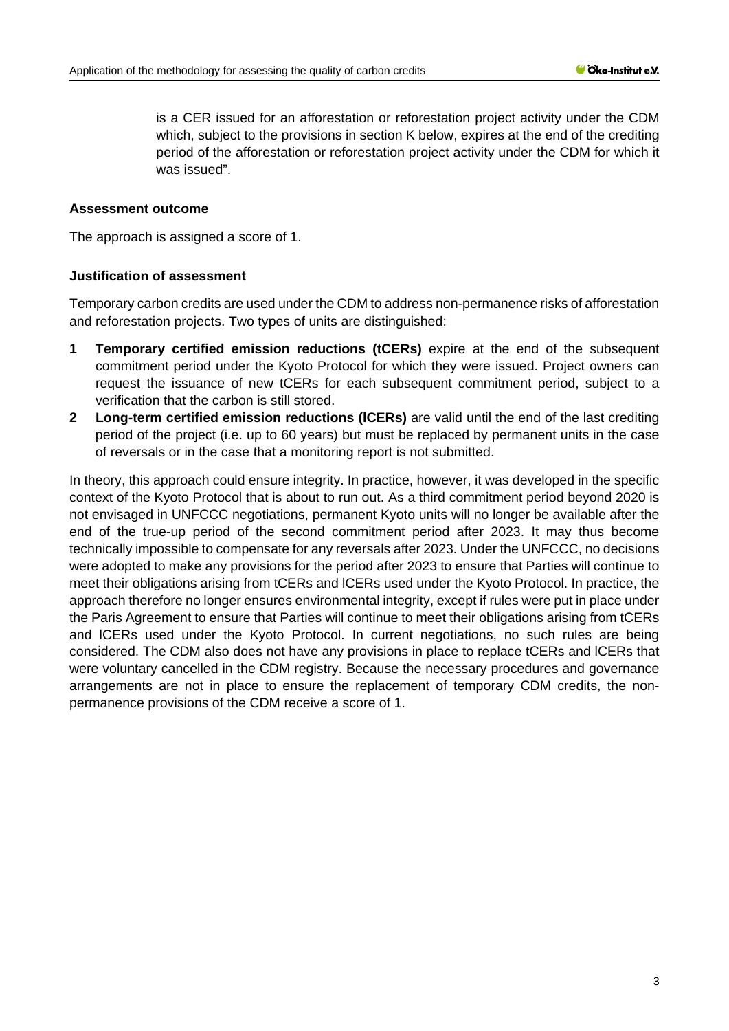is a CER issued for an afforestation or reforestation project activity under the CDM which, subject to the provisions in section K below, expires at the end of the crediting period of the afforestation or reforestation project activity under the CDM for which it was issued".

**Assessment outcome**

The approach is assigned a score of 1.

**Justification of assessment**

Temporary carbon credits are used under the CDM to address non-permanence risks of afforestation and reforestation projects. Two types of units are distinguished:

1. **Temporary certified emission reductions (tCERs)** expire at the end of the subsequent commitment period under the Kyoto Protocol for which they were issued. Project owners can request the issuance of new tCERs for each subsequent commitment period, subject to a verification that the carbon is still stored.
2. **Long-term certified emission reductions (lCERs)** are valid until the end of the last crediting period of the project (i.e. up to 60 years) but must be replaced by permanent units in the case of reversals or in the case that a monitoring report is not submitted.

In theory, this approach could ensure integrity. In practice, however, it was developed in the specific context of the Kyoto Protocol that is about to run out. As a third commitment period beyond 2020 is not envisaged in UNFCCC negotiations, permanent Kyoto units will no longer be available after the end of the true-up period of the second commitment period after 2023. It may thus become technically impossible to compensate for any reversals after 2023. Under the UNFCCC, no decisions were adopted to make any provisions for the period after 2023 to ensure that Parties will continue to meet their obligations arising from tCERs and lCERs used under the Kyoto Protocol. In practice, the approach therefore no longer ensures environmental integrity, except if rules were put in place under the Paris Agreement to ensure that Parties will continue to meet their obligations arising from tCERs and lCERs used under the Kyoto Protocol. In current negotiations, no such rules are being considered. The CDM also does not have any provisions in place to replace tCERs and lCERs that were voluntary cancelled in the CDM registry. Because the necessary procedures and governance arrangements are not in place to ensure the replacement of temporary CDM credits, the non-permanence provisions of the CDM receive a score of 1.